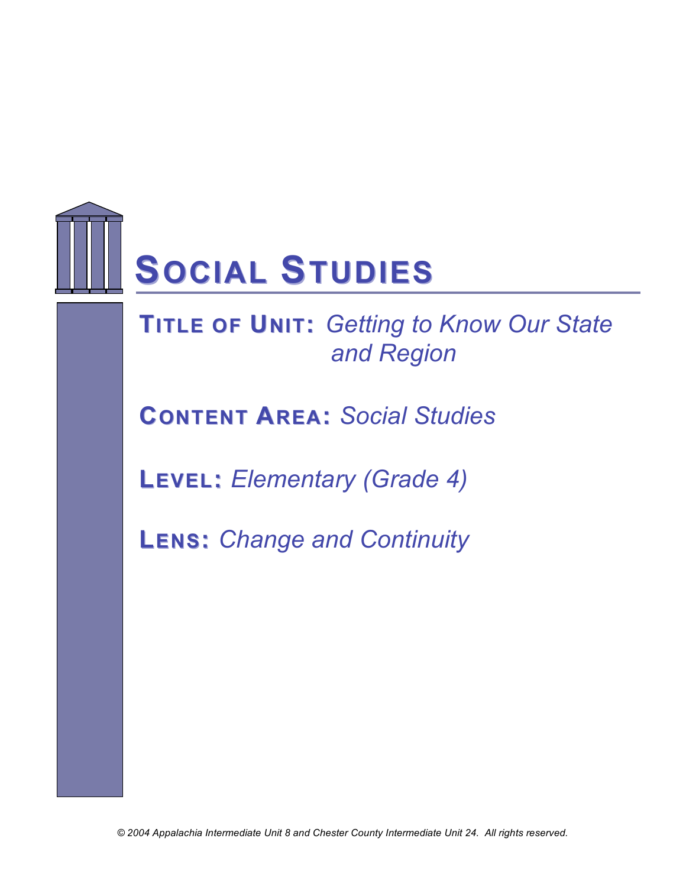# SOCIAL STUDIES

**TITLE OF UNIT:** *Getting to Know Our State and Region*

**CONTENT AREA:** *Social Studies*

**LEVEL:** *Elementary (Grade 4)*

**LENS:** *Change and Continuity*

*© 2004 Appalachia Intermediate Unit 8 and Chester County Intermediate Unit 24. All rights reserved.*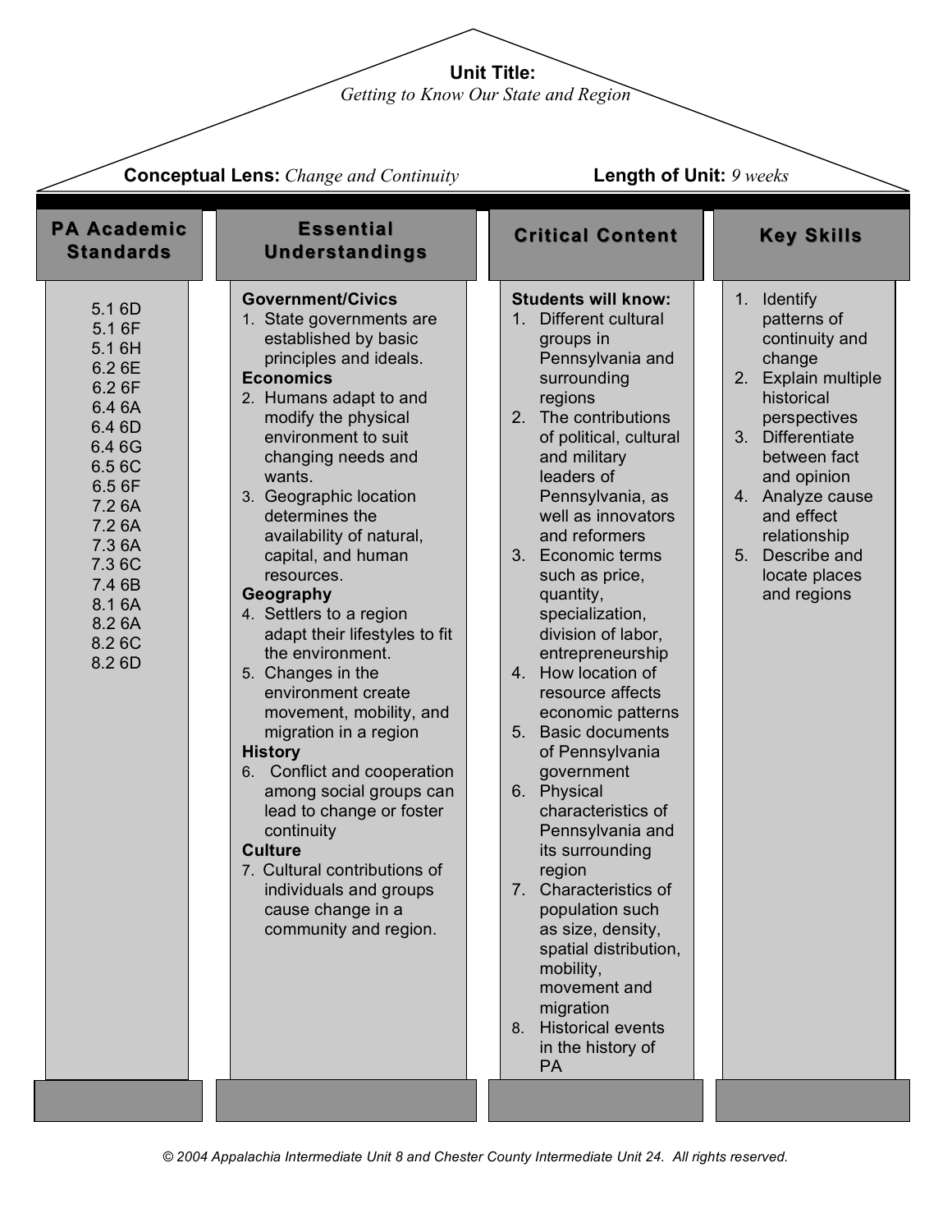**Unit Title:**
*Getting to Know Our State and Region*

**Conceptual Lens:** *Change and Continuity*

**Length of Unit:** *9 weeks*

## PA Academic Standards

5.1 6D
5.1 6F
5.1 6H
6.2 6E
6.2 6F
6.4 6A
6.4 6D
6.4 6G
6.5 6C
6.5 6F
7.2 6A
7.2 6A
7.3 6A
7.3 6C
7.4 6B
8.1 6A
8.2 6A
8.2 6C
8.2 6D

## Essential Understandings

**Government/Civics**

1. State governments are established by basic principles and ideals.

**Economics**

2. Humans adapt to and modify the physical environment to suit changing needs and wants.
3. Geographic location determines the availability of natural, capital, and human resources.

**Geography**

4. Settlers to a region adapt their lifestyles to fit the environment.
5. Changes in the environment create movement, mobility, and migration in a region

**History**

6. Conflict and cooperation among social groups can lead to change or foster continuity

**Culture**

7. Cultural contributions of individuals and groups cause change in a community and region.

## Critical Content

**Students will know:**

1. Different cultural groups in Pennsylvania and surrounding regions
2. The contributions of political, cultural and military leaders of Pennsylvania, as well as innovators and reformers
3. Economic terms such as price, quantity, specialization, division of labor, entrepreneurship
4. How location of resource affects economic patterns
5. Basic documents of Pennsylvania government
6. Physical characteristics of Pennsylvania and its surrounding region
7. Characteristics of population such as size, density, spatial distribution, mobility, movement and migration
8. Historical events in the history of PA

## Key Skills

1. Identify patterns of continuity and change
2. Explain multiple historical perspectives
3. Differentiate between fact and opinion
4. Analyze cause and effect relationship
5. Describe and locate places and regions

*© 2004 Appalachia Intermediate Unit 8 and Chester County Intermediate Unit 24. All rights reserved.*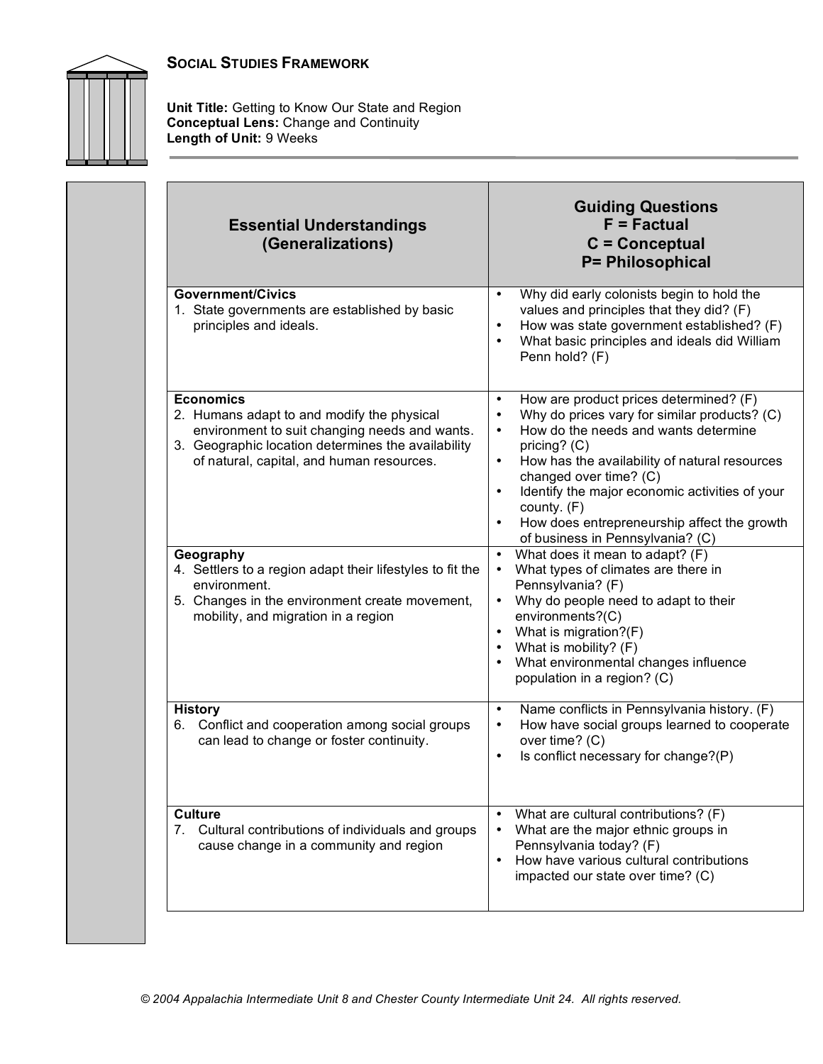## Social Studies Framework

**Unit Title:** Getting to Know Our State and Region
**Conceptual Lens:** Change and Continuity
**Length of Unit:** 9 Weeks

| Essential Understandings (Generalizations) | Guiding Questions F = Factual C = Conceptual P= Philosophical |
|---|---|
| **Government/Civics**<br>1. State governments are established by basic principles and ideals. | • Why did early colonists begin to hold the values and principles that they did? (F)<br>• How was state government established? (F)<br>• What basic principles and ideals did William Penn hold? (F) |
| **Economics**<br>2. Humans adapt to and modify the physical environment to suit changing needs and wants.<br>3. Geographic location determines the availability of natural, capital, and human resources. | • How are product prices determined? (F)<br>• Why do prices vary for similar products? (C)<br>• How do the needs and wants determine pricing? (C)<br>• How has the availability of natural resources changed over time? (C)<br>• Identify the major economic activities of your county. (F)<br>• How does entrepreneurship affect the growth of business in Pennsylvania? (C) |
| **Geography**<br>4. Settlers to a region adapt their lifestyles to fit the environment.<br>5. Changes in the environment create movement, mobility, and migration in a region | • What does it mean to adapt? (F)<br>• What types of climates are there in Pennsylvania? (F)<br>• Why do people need to adapt to their environments?(C)<br>• What is migration?(F)<br>• What is mobility? (F)<br>• What environmental changes influence population in a region? (C) |
| **History**<br>6. Conflict and cooperation among social groups can lead to change or foster continuity. | • Name conflicts in Pennsylvania history. (F)<br>• How have social groups learned to cooperate over time? (C)<br>• Is conflict necessary for change?(P) |
| **Culture**<br>7. Cultural contributions of individuals and groups cause change in a community and region | • What are cultural contributions? (F)<br>• What are the major ethnic groups in Pennsylvania today? (F)<br>• How have various cultural contributions impacted our state over time? (C) |

*© 2004 Appalachia Intermediate Unit 8 and Chester County Intermediate Unit 24. All rights reserved.*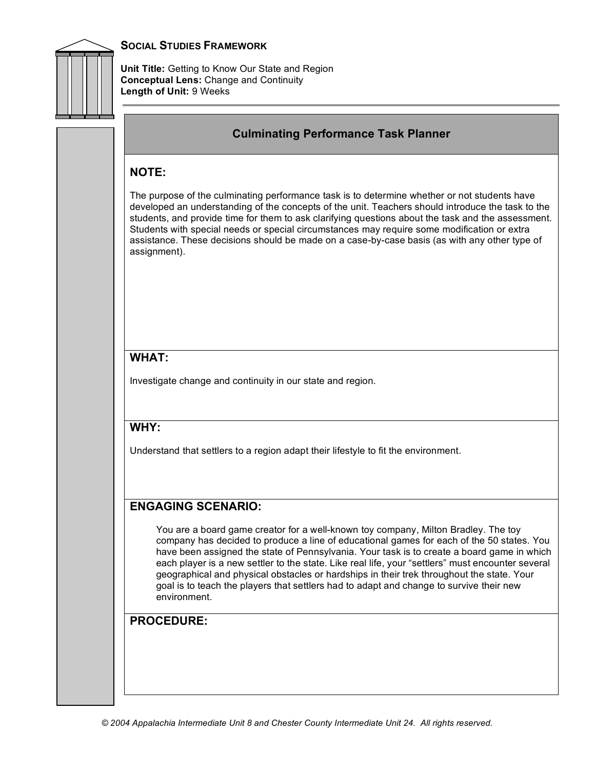## SOCIAL STUDIES FRAMEWORK

**Unit Title:** Getting to Know Our State and Region
**Conceptual Lens:** Change and Continuity
**Length of Unit:** 9 Weeks

### Culminating Performance Task Planner

**NOTE:**

The purpose of the culminating performance task is to determine whether or not students have developed an understanding of the concepts of the unit. Teachers should introduce the task to the students, and provide time for them to ask clarifying questions about the task and the assessment. Students with special needs or special circumstances may require some modification or extra assistance. These decisions should be made on a case-by-case basis (as with any other type of assignment).

**WHAT:**

Investigate change and continuity in our state and region.

**WHY:**

Understand that settlers to a region adapt their lifestyle to fit the environment.

**ENGAGING SCENARIO:**

> You are a board game creator for a well-known toy company, Milton Bradley. The toy company has decided to produce a line of educational games for each of the 50 states. You have been assigned the state of Pennsylvania. Your task is to create a board game in which each player is a new settler to the state. Like real life, your "settlers" must encounter several geographical and physical obstacles or hardships in their trek throughout the state. Your goal is to teach the players that settlers had to adapt and change to survive their new environment.

**PROCEDURE:**

© 2004 Appalachia Intermediate Unit 8 and Chester County Intermediate Unit 24. All rights reserved.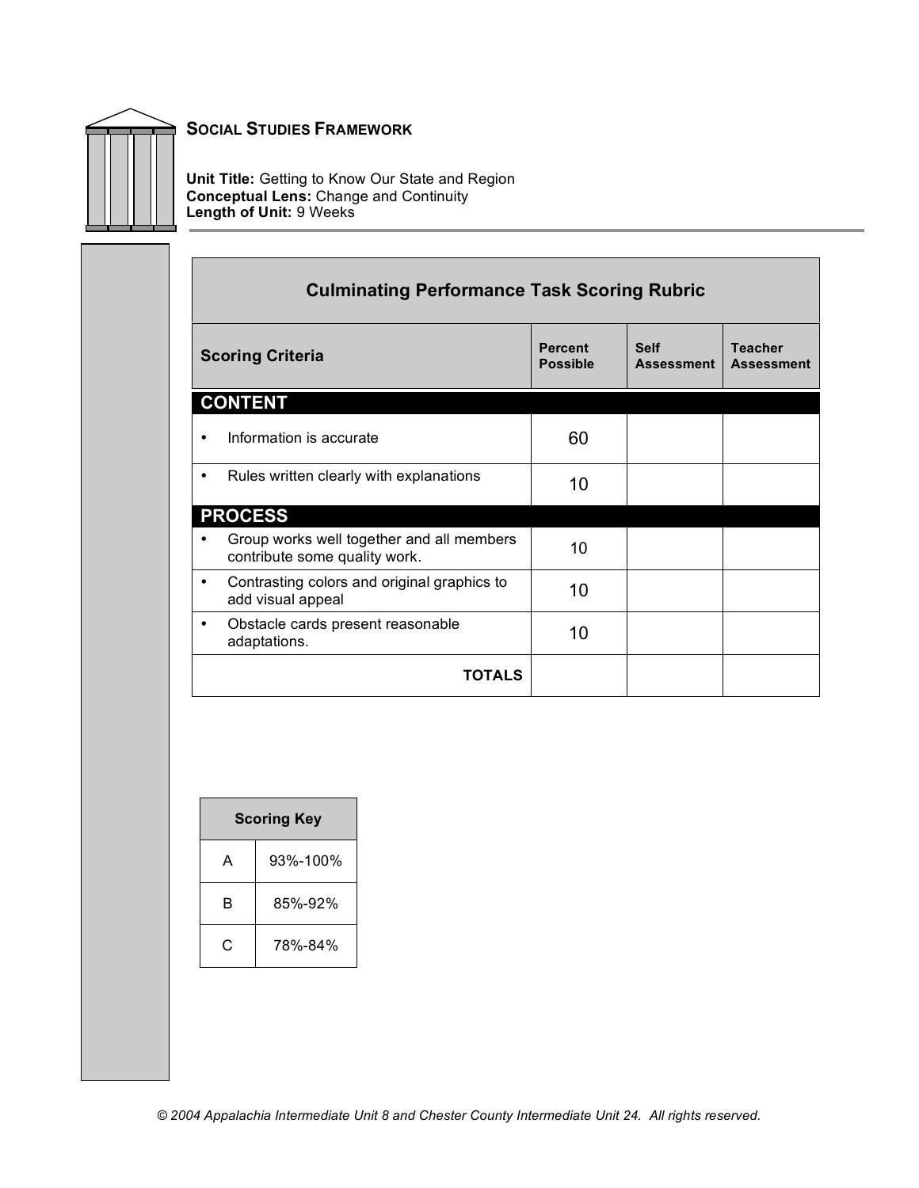**SOCIAL STUDIES FRAMEWORK**

**Unit Title:** Getting to Know Our State and Region
**Conceptual Lens:** Change and Continuity
**Length of Unit:** 9 Weeks

## Culminating Performance Task Scoring Rubric

| Scoring Criteria | Percent Possible | Self Assessment | Teacher Assessment |
|---|---|---|---|
| **CONTENT** | | | |
| • Information is accurate | 60 | | |
| • Rules written clearly with explanations | 10 | | |
| **PROCESS** | | | |
| • Group works well together and all members contribute some quality work. | 10 | | |
| • Contrasting colors and original graphics to add visual appeal | 10 | | |
| • Obstacle cards present reasonable adaptations. | 10 | | |
| **TOTALS** | | | |

| Scoring Key | |
|---|---|
| A | 93%-100% |
| B | 85%-92% |
| C | 78%-84% |

*© 2004 Appalachia Intermediate Unit 8 and Chester County Intermediate Unit 24. All rights reserved.*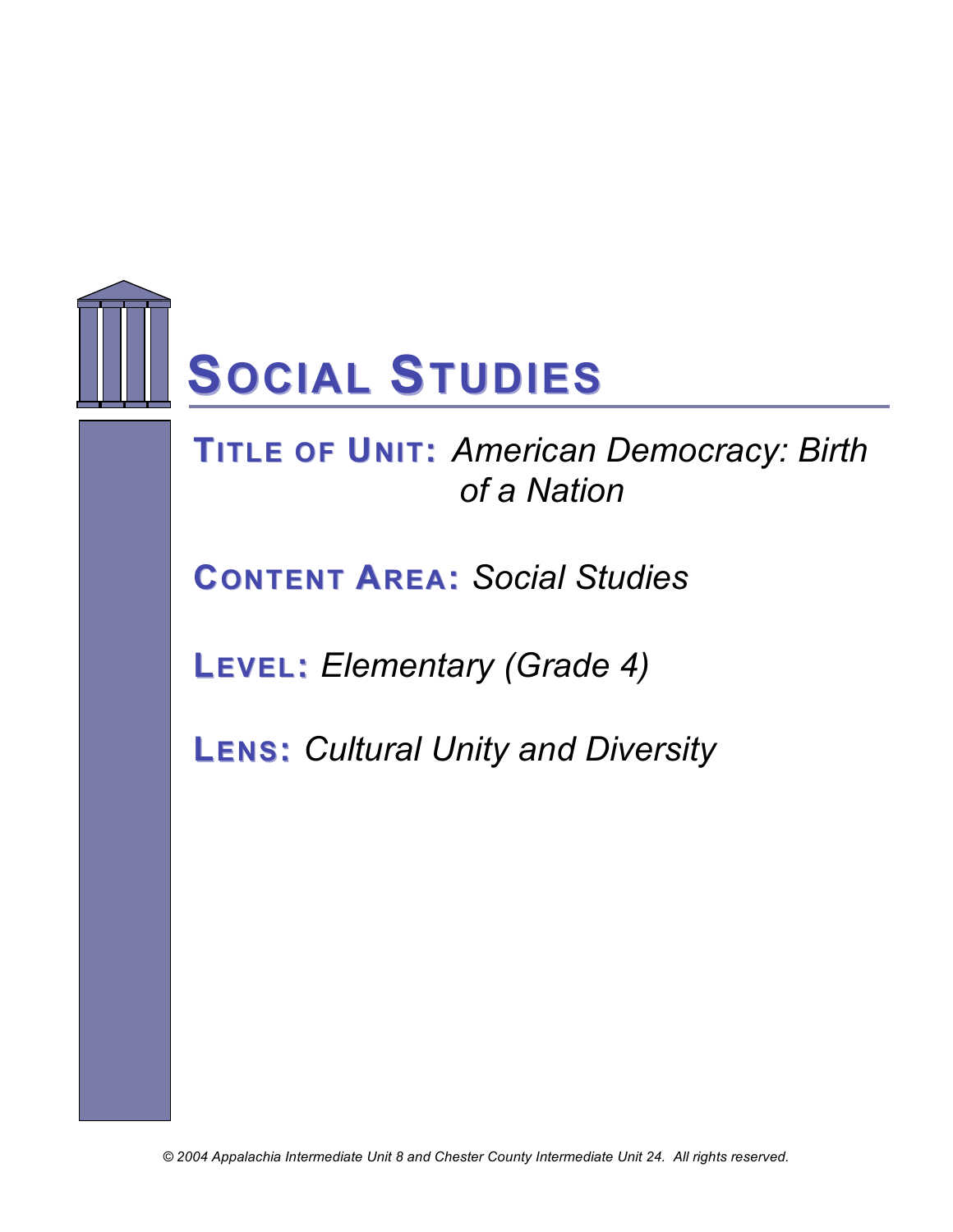# SOCIAL STUDIES

**TITLE OF UNIT:** *American Democracy: Birth of a Nation*

**CONTENT AREA:** *Social Studies*

**LEVEL:** *Elementary (Grade 4)*

**LENS:** *Cultural Unity and Diversity*

*© 2004 Appalachia Intermediate Unit 8 and Chester County Intermediate Unit 24. All rights reserved.*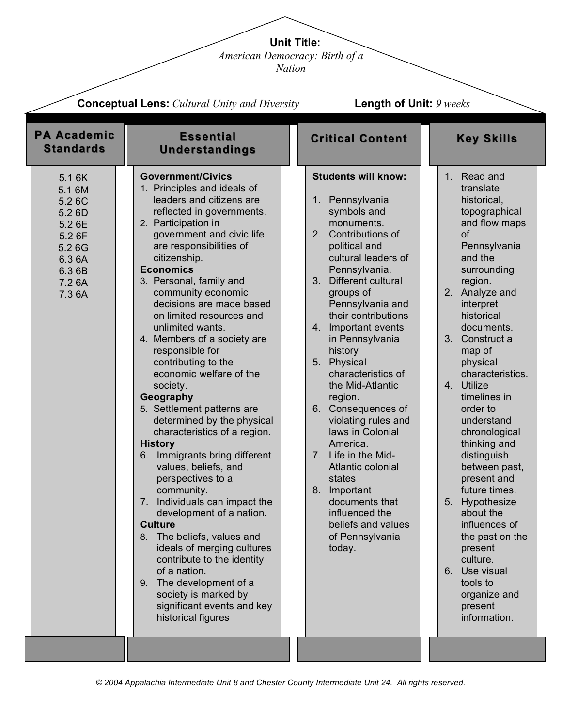**Unit Title:**
*American Democracy: Birth of a Nation*

**Conceptual Lens:** *Cultural Unity and Diversity*

**Length of Unit:** *9 weeks*

| PA Academic Standards | Essential Understandings | Critical Content | Key Skills |
|---|---|---|---|
| 5.1 6K<br>5.1 6M<br>5.2 6C<br>5.2 6D<br>5.2 6E<br>5.2 6F<br>5.2 6G<br>6.3 6A<br>6.3 6B<br>7.2 6A<br>7.3 6A | **Government/Civics**<br>1. Principles and ideals of leaders and citizens are reflected in governments.<br>2. Participation in government and civic life are responsibilities of citizenship.<br>**Economics**<br>3. Personal, family and community economic decisions are made based on limited resources and unlimited wants.<br>4. Members of a society are responsible for contributing to the economic welfare of the society.<br>**Geography**<br>5. Settlement patterns are determined by the physical characteristics of a region.<br>**History**<br>6. Immigrants bring different values, beliefs, and perspectives to a community.<br>7. Individuals can impact the development of a nation.<br>**Culture**<br>8. The beliefs, values and ideals of merging cultures contribute to the identity of a nation.<br>9. The development of a society is marked by significant events and key historical figures | **Students will know:**<br>1. Pennsylvania symbols and monuments.<br>2. Contributions of political and cultural leaders of Pennsylvania.<br>3. Different cultural groups of Pennsylvania and their contributions<br>4. Important events in Pennsylvania history<br>5. Physical characteristics of the Mid-Atlantic region.<br>6. Consequences of violating rules and laws in Colonial America.<br>7. Life in the Mid-Atlantic colonial states<br>8. Important documents that influenced the beliefs and values of Pennsylvania today. | 1. Read and translate historical, topographical and flow maps of Pennsylvania and the surrounding region.<br>2. Analyze and interpret historical documents.<br>3. Construct a map of physical characteristics.<br>4. Utilize timelines in order to understand chronological thinking and distinguish between past, present and future times.<br>5. Hypothesize about the influences of the past on the present culture.<br>6. Use visual tools to organize and present information. |

*© 2004 Appalachia Intermediate Unit 8 and Chester County Intermediate Unit 24. All rights reserved.*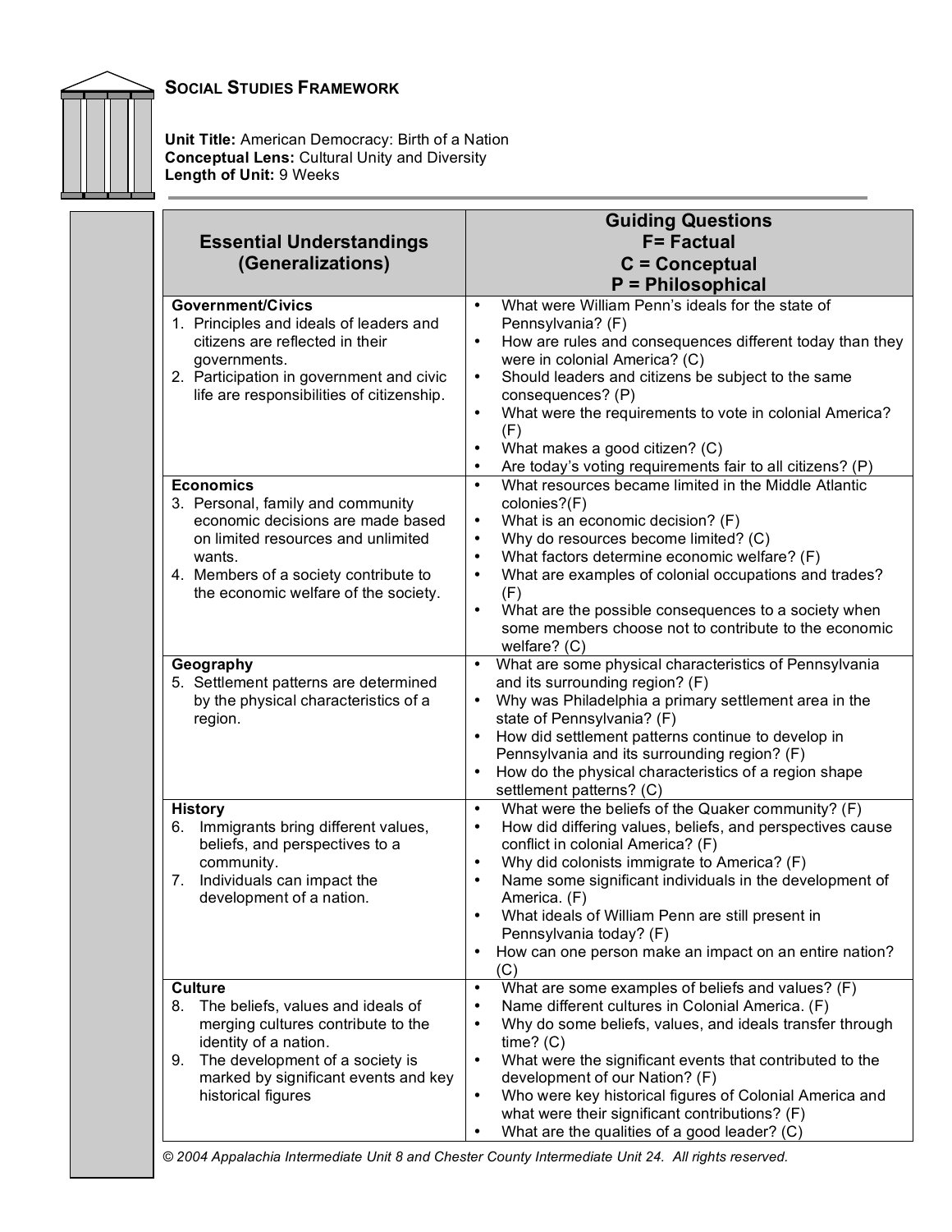## SOCIAL STUDIES FRAMEWORK

**Unit Title:** American Democracy: Birth of a Nation
**Conceptual Lens:** Cultural Unity and Diversity
**Length of Unit:** 9 Weeks

| Essential Understandings (Generalizations) | Guiding Questions F= Factual C = Conceptual P = Philosophical |
|---|---|
| **Government/Civics**<br>1. Principles and ideals of leaders and citizens are reflected in their governments.<br>2. Participation in government and civic life are responsibilities of citizenship. | • What were William Penn's ideals for the state of Pennsylvania? (F)<br>• How are rules and consequences different today than they were in colonial America? (C)<br>• Should leaders and citizens be subject to the same consequences? (P)<br>• What were the requirements to vote in colonial America? (F)<br>• What makes a good citizen? (C)<br>• Are today's voting requirements fair to all citizens? (P) |
| **Economics**<br>3. Personal, family and community economic decisions are made based on limited resources and unlimited wants.<br>4. Members of a society contribute to the economic welfare of the society. | • What resources became limited in the Middle Atlantic colonies?(F)<br>• What is an economic decision? (F)<br>• Why do resources become limited? (C)<br>• What factors determine economic welfare? (F)<br>• What are examples of colonial occupations and trades? (F)<br>• What are the possible consequences to a society when some members choose not to contribute to the economic welfare? (C) |
| **Geography**<br>5. Settlement patterns are determined by the physical characteristics of a region. | • What are some physical characteristics of Pennsylvania and its surrounding region? (F)<br>• Why was Philadelphia a primary settlement area in the state of Pennsylvania? (F)<br>• How did settlement patterns continue to develop in Pennsylvania and its surrounding region? (F)<br>• How do the physical characteristics of a region shape settlement patterns? (C) |
| **History**<br>6. Immigrants bring different values, beliefs, and perspectives to a community.<br>7. Individuals can impact the development of a nation. | • What were the beliefs of the Quaker community? (F)<br>• How did differing values, beliefs, and perspectives cause conflict in colonial America? (F)<br>• Why did colonists immigrate to America? (F)<br>• Name some significant individuals in the development of America. (F)<br>• What ideals of William Penn are still present in Pennsylvania today? (F)<br>• How can one person make an impact on an entire nation? (C) |
| **Culture**<br>8. The beliefs, values and ideals of merging cultures contribute to the identity of a nation.<br>9. The development of a society is marked by significant events and key historical figures | • What are some examples of beliefs and values? (F)<br>• Name different cultures in Colonial America. (F)<br>• Why do some beliefs, values, and ideals transfer through time? (C)<br>• What were the significant events that contributed to the development of our Nation? (F)<br>• Who were key historical figures of Colonial America and what were their significant contributions? (F)<br>• What are the qualities of a good leader? (C) |

*© 2004 Appalachia Intermediate Unit 8 and Chester County Intermediate Unit 24. All rights reserved.*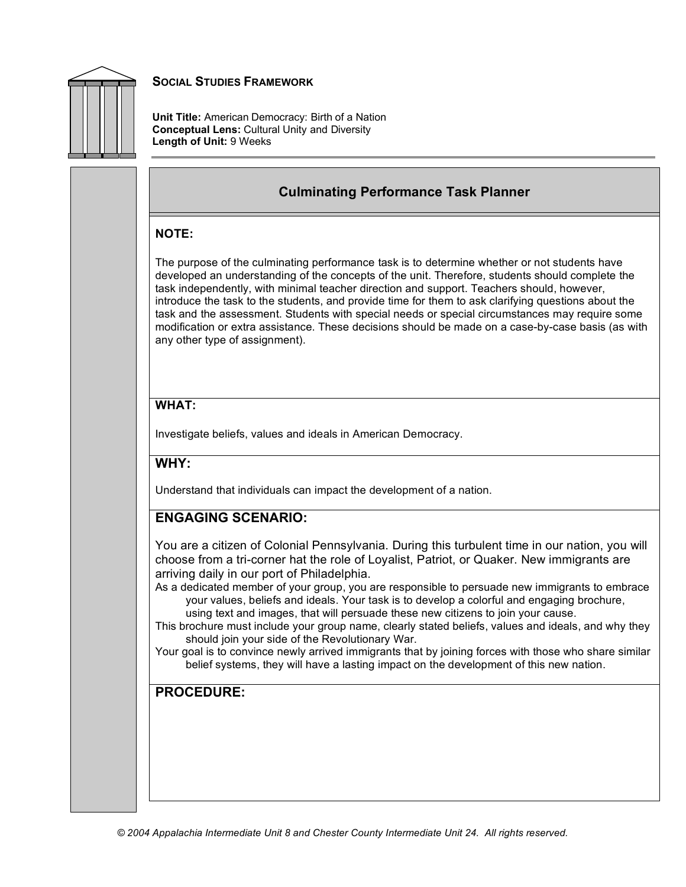## SOCIAL STUDIES FRAMEWORK

**Unit Title:** American Democracy: Birth of a Nation
**Conceptual Lens:** Cultural Unity and Diversity
**Length of Unit:** 9 Weeks

### Culminating Performance Task Planner

**NOTE:**

The purpose of the culminating performance task is to determine whether or not students have developed an understanding of the concepts of the unit. Therefore, students should complete the task independently, with minimal teacher direction and support. Teachers should, however, introduce the task to the students, and provide time for them to ask clarifying questions about the task and the assessment. Students with special needs or special circumstances may require some modification or extra assistance. These decisions should be made on a case-by-case basis (as with any other type of assignment).

**WHAT:**

Investigate beliefs, values and ideals in American Democracy.

**WHY:**

Understand that individuals can impact the development of a nation.

**ENGAGING SCENARIO:**

You are a citizen of Colonial Pennsylvania. During this turbulent time in our nation, you will choose from a tri-corner hat the role of Loyalist, Patriot, or Quaker. New immigrants are arriving daily in our port of Philadelphia.

As a dedicated member of your group, you are responsible to persuade new immigrants to embrace your values, beliefs and ideals. Your task is to develop a colorful and engaging brochure, using text and images, that will persuade these new citizens to join your cause.

This brochure must include your group name, clearly stated beliefs, values and ideals, and why they should join your side of the Revolutionary War.

Your goal is to convince newly arrived immigrants that by joining forces with those who share similar belief systems, they will have a lasting impact on the development of this new nation.

**PROCEDURE:**

*© 2004 Appalachia Intermediate Unit 8 and Chester County Intermediate Unit 24. All rights reserved.*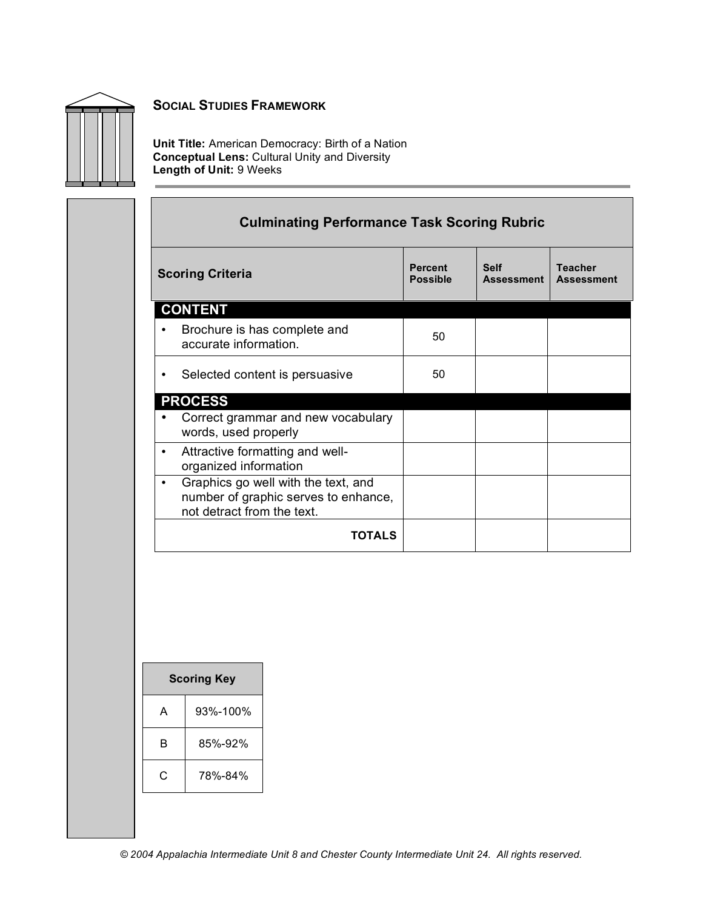**SOCIAL STUDIES FRAMEWORK**

**Unit Title:** American Democracy: Birth of a Nation
**Conceptual Lens:** Cultural Unity and Diversity
**Length of Unit:** 9 Weeks

## Culminating Performance Task Scoring Rubric

| Scoring Criteria | Percent Possible | Self Assessment | Teacher Assessment |
|---|---|---|---|
| **CONTENT** | | | |
| • Brochure is has complete and accurate information. | 50 | | |
| • Selected content is persuasive | 50 | | |
| **PROCESS** | | | |
| • Correct grammar and new vocabulary words, used properly | | | |
| • Attractive formatting and well-organized information | | | |
| • Graphics go well with the text, and number of graphic serves to enhance, not detract from the text. | | | |
| **TOTALS** | | | |

| Scoring Key | |
|---|---|
| A | 93%-100% |
| B | 85%-92% |
| C | 78%-84% |

*© 2004 Appalachia Intermediate Unit 8 and Chester County Intermediate Unit 24. All rights reserved.*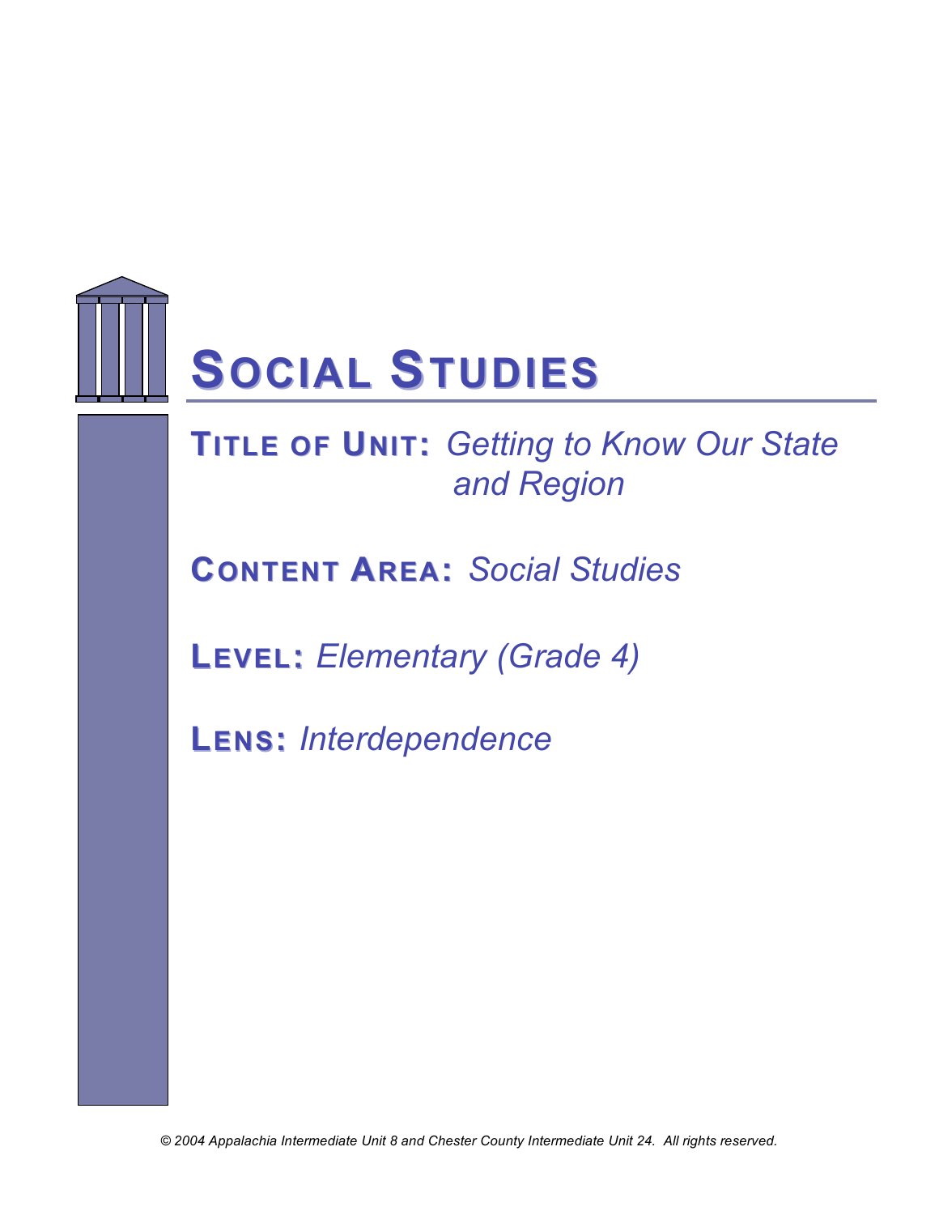# SOCIAL STUDIES

**TITLE OF UNIT:** *Getting to Know Our State and Region*

**CONTENT AREA:** *Social Studies*

**LEVEL:** *Elementary (Grade 4)*

**LENS:** *Interdependence*

*© 2004 Appalachia Intermediate Unit 8 and Chester County Intermediate Unit 24. All rights reserved.*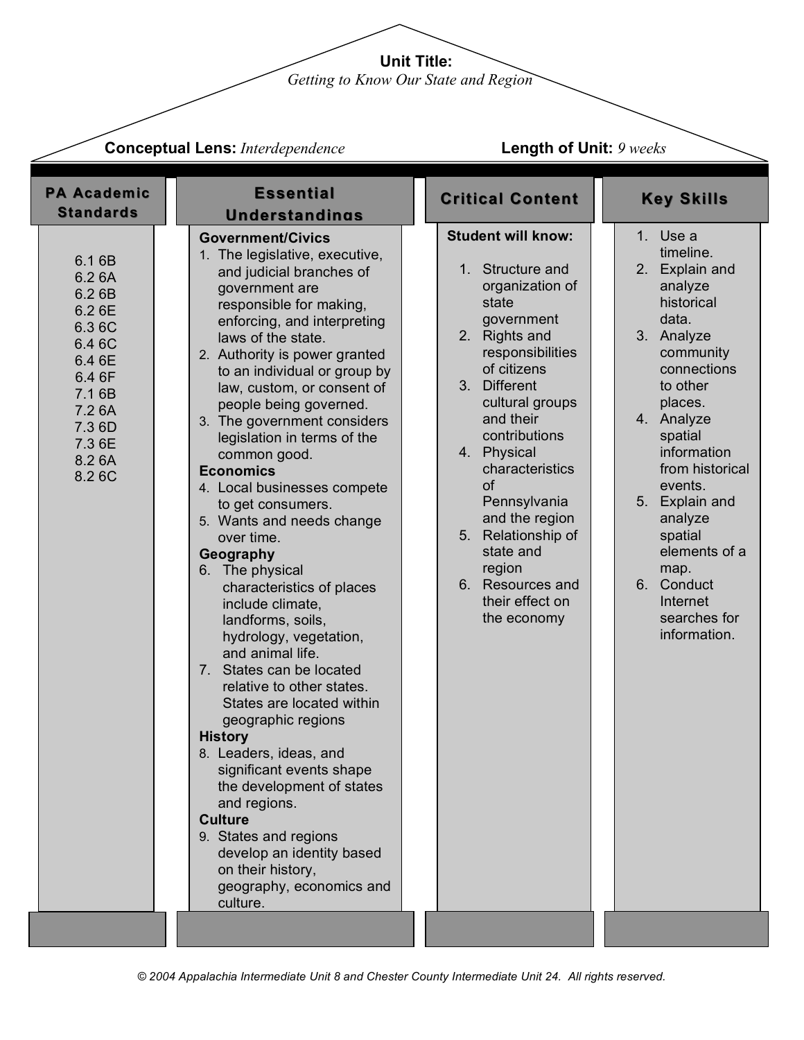**Unit Title:**
*Getting to Know Our State and Region*

**Conceptual Lens:** *Interdependence*

**Length of Unit:** *9 weeks*

## PA Academic Standards

6.1 6B
6.2 6A
6.2 6B
6.2 6E
6.3 6C
6.4 6C
6.4 6E
6.4 6F
7.1 6B
7.2 6A
7.3 6D
7.3 6E
8.2 6A
8.2 6C

## Essential Understandings

**Government/Civics**

1. The legislative, executive, and judicial branches of government are responsible for making, enforcing, and interpreting laws of the state.
2. Authority is power granted to an individual or group by law, custom, or consent of people being governed.
3. The government considers legislation in terms of the common good.

**Economics**

4. Local businesses compete to get consumers.
5. Wants and needs change over time.

**Geography**

6. The physical characteristics of places include climate, landforms, soils, hydrology, vegetation, and animal life.
7. States can be located relative to other states. States are located within geographic regions

**History**

8. Leaders, ideas, and significant events shape the development of states and regions.

**Culture**

9. States and regions develop an identity based on their history, geography, economics and culture.

## Critical Content

**Student will know:**

1. Structure and organization of state government
2. Rights and responsibilities of citizens
3. Different cultural groups and their contributions
4. Physical characteristics of Pennsylvania and the region
5. Relationship of state and region
6. Resources and their effect on the economy

## Key Skills

1. Use a timeline.
2. Explain and analyze historical data.
3. Analyze community connections to other places.
4. Analyze spatial information from historical events.
5. Explain and analyze spatial elements of a map.
6. Conduct Internet searches for information.

*© 2004 Appalachia Intermediate Unit 8 and Chester County Intermediate Unit 24. All rights reserved.*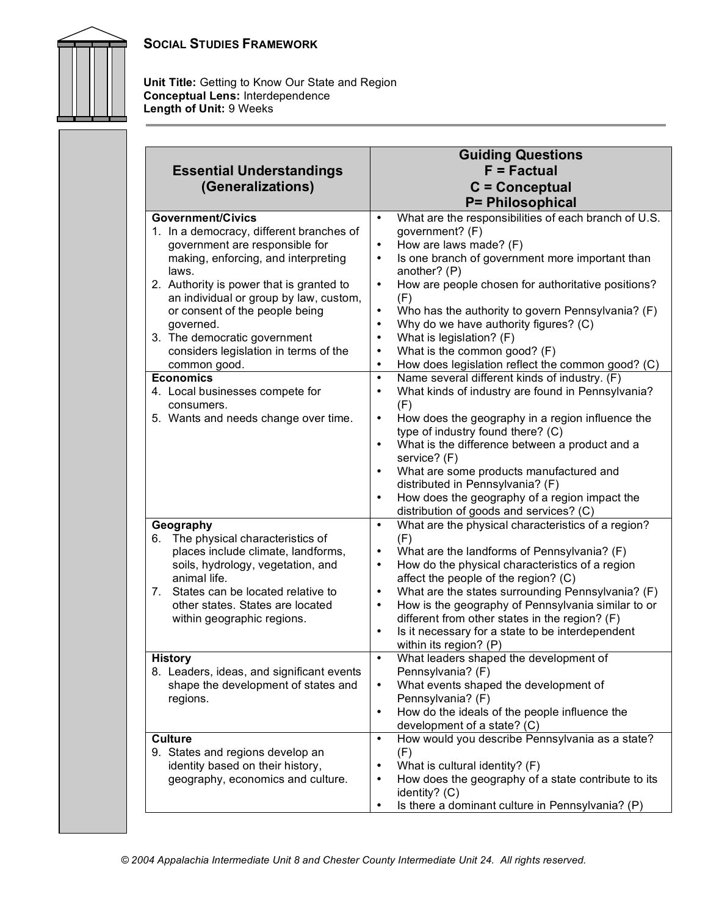## SOCIAL STUDIES FRAMEWORK

**Unit Title:** Getting to Know Our State and Region
**Conceptual Lens:** Interdependence
**Length of Unit:** 9 Weeks

| Essential Understandings (Generalizations) | Guiding Questions<br>F = Factual<br>C = Conceptual<br>P= Philosophical |
|---|---|
| **Government/Civics**<br>1. In a democracy, different branches of government are responsible for making, enforcing, and interpreting laws.<br>2. Authority is power that is granted to an individual or group by law, custom, or consent of the people being governed.<br>3. The democratic government considers legislation in terms of the common good. | • What are the responsibilities of each branch of U.S. government? (F)<br>• How are laws made? (F)<br>• Is one branch of government more important than another? (P)<br>• How are people chosen for authoritative positions? (F)<br>• Who has the authority to govern Pennsylvania? (F)<br>• Why do we have authority figures? (C)<br>• What is legislation? (F)<br>• What is the common good? (F)<br>• How does legislation reflect the common good? (C) |
| **Economics**<br>4. Local businesses compete for consumers.<br>5. Wants and needs change over time. | • Name several different kinds of industry. (F)<br>• What kinds of industry are found in Pennsylvania? (F)<br>• How does the geography in a region influence the type of industry found there? (C)<br>• What is the difference between a product and a service? (F)<br>• What are some products manufactured and distributed in Pennsylvania? (F)<br>• How does the geography of a region impact the distribution of goods and services? (C) |
| **Geography**<br>6. The physical characteristics of places include climate, landforms, soils, hydrology, vegetation, and animal life.<br>7. States can be located relative to other states. States are located within geographic regions. | • What are the physical characteristics of a region? (F)<br>• What are the landforms of Pennsylvania? (F)<br>• How do the physical characteristics of a region affect the people of the region? (C)<br>• What are the states surrounding Pennsylvania? (F)<br>• How is the geography of Pennsylvania similar to or different from other states in the region? (F)<br>• Is it necessary for a state to be interdependent within its region? (P) |
| **History**<br>8. Leaders, ideas, and significant events shape the development of states and regions. | • What leaders shaped the development of Pennsylvania? (F)<br>• What events shaped the development of Pennsylvania? (F)<br>• How do the ideals of the people influence the development of a state? (C) |
| **Culture**<br>9. States and regions develop an identity based on their history, geography, economics and culture. | • How would you describe Pennsylvania as a state? (F)<br>• What is cultural identity? (F)<br>• How does the geography of a state contribute to its identity? (C)<br>• Is there a dominant culture in Pennsylvania? (P) |

*© 2004 Appalachia Intermediate Unit 8 and Chester County Intermediate Unit 24. All rights reserved.*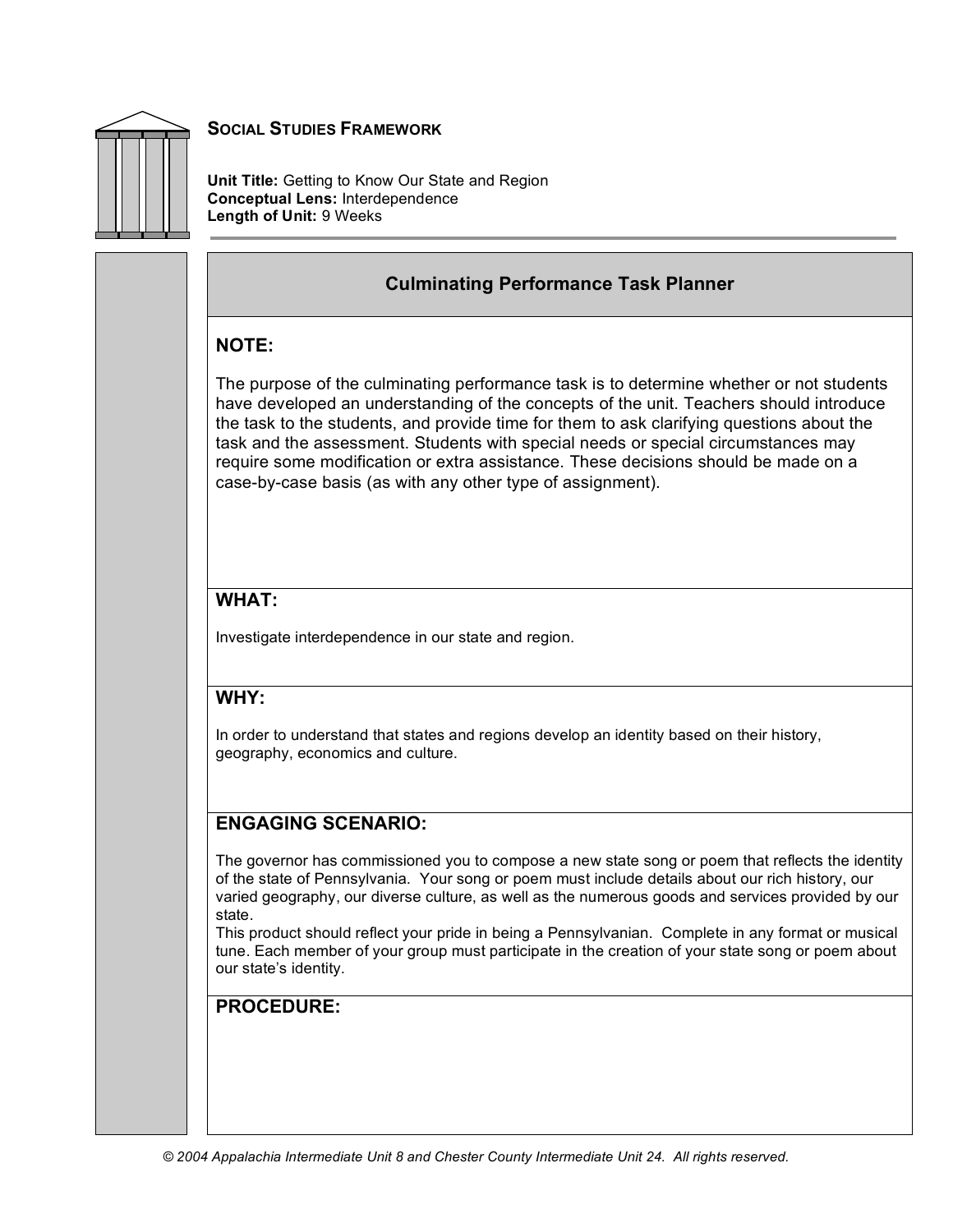## SOCIAL STUDIES FRAMEWORK

**Unit Title:** Getting to Know Our State and Region
**Conceptual Lens:** Interdependence
**Length of Unit:** 9 Weeks

### Culminating Performance Task Planner

**NOTE:**

The purpose of the culminating performance task is to determine whether or not students have developed an understanding of the concepts of the unit. Teachers should introduce the task to the students, and provide time for them to ask clarifying questions about the task and the assessment. Students with special needs or special circumstances may require some modification or extra assistance. These decisions should be made on a case-by-case basis (as with any other type of assignment).

**WHAT:**

Investigate interdependence in our state and region.

**WHY:**

In order to understand that states and regions develop an identity based on their history, geography, economics and culture.

**ENGAGING SCENARIO:**

The governor has commissioned you to compose a new state song or poem that reflects the identity of the state of Pennsylvania. Your song or poem must include details about our rich history, our varied geography, our diverse culture, as well as the numerous goods and services provided by our state.
This product should reflect your pride in being a Pennsylvanian. Complete in any format or musical tune. Each member of your group must participate in the creation of your state song or poem about our state's identity.

**PROCEDURE:**

© 2004 Appalachia Intermediate Unit 8 and Chester County Intermediate Unit 24. All rights reserved.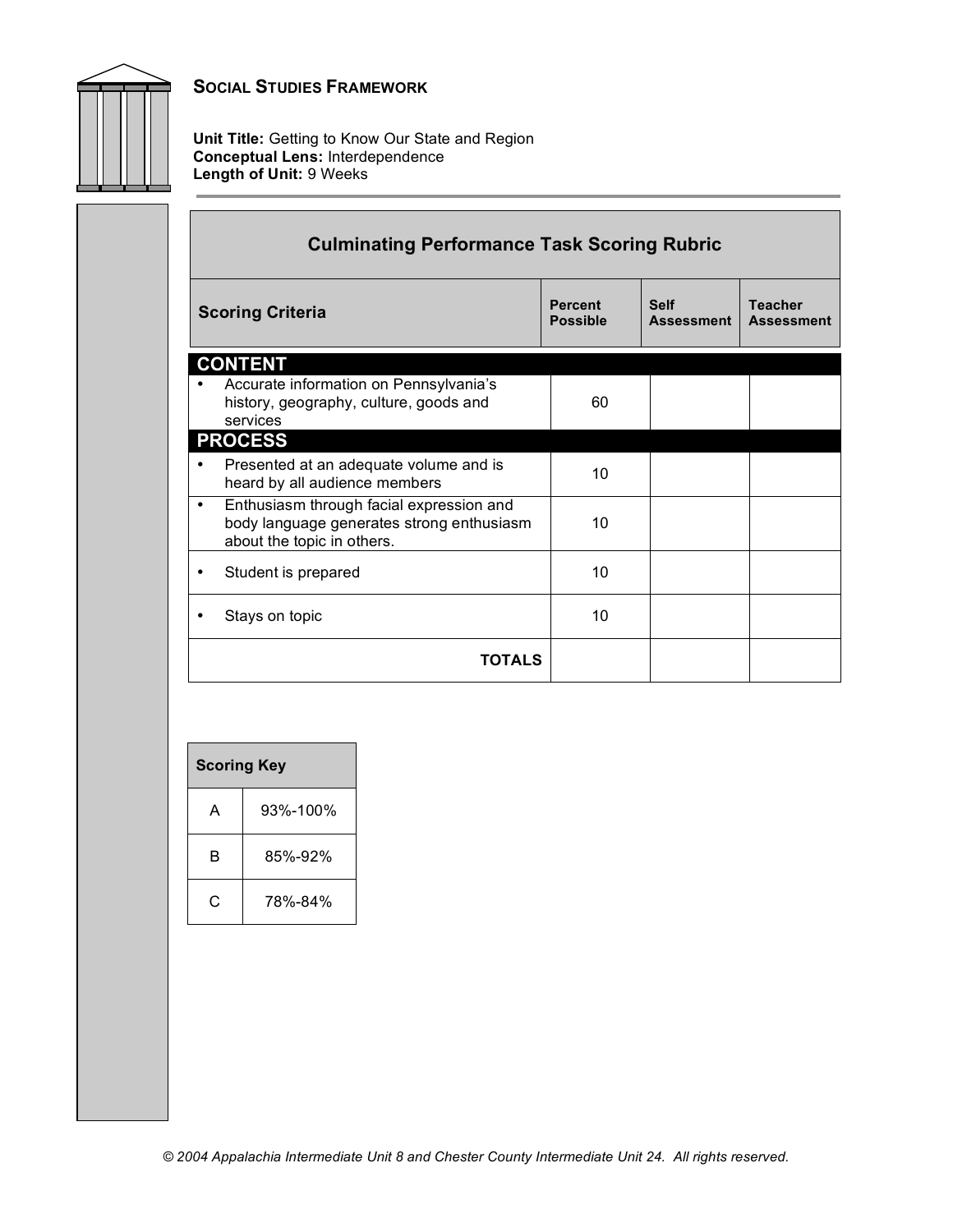**SOCIAL STUDIES FRAMEWORK**

**Unit Title:** Getting to Know Our State and Region
**Conceptual Lens:** Interdependence
**Length of Unit:** 9 Weeks

## Culminating Performance Task Scoring Rubric

| Scoring Criteria | Percent Possible | Self Assessment | Teacher Assessment |
|---|---|---|---|
| **CONTENT** | | | |
| • Accurate information on Pennsylvania's history, geography, culture, goods and services | 60 | | |
| **PROCESS** | | | |
| • Presented at an adequate volume and is heard by all audience members | 10 | | |
| • Enthusiasm through facial expression and body language generates strong enthusiasm about the topic in others. | 10 | | |
| • Student is prepared | 10 | | |
| • Stays on topic | 10 | | |
| **TOTALS** | | | |

| Scoring Key | |
|---|---|
| A | 93%-100% |
| B | 85%-92% |
| C | 78%-84% |

*© 2004 Appalachia Intermediate Unit 8 and Chester County Intermediate Unit 24. All rights reserved.*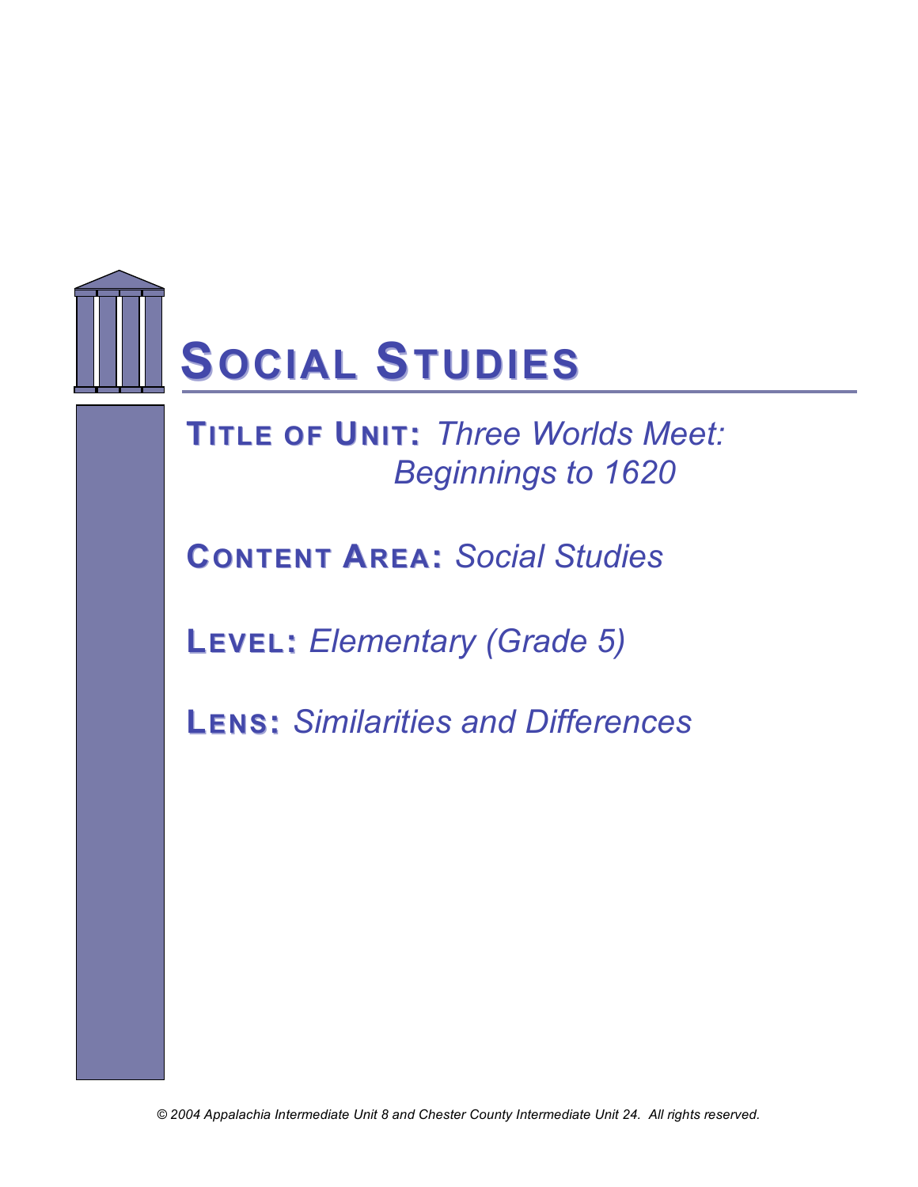# Social Studies

**Title of Unit:** *Three Worlds Meet: Beginnings to 1620*

**Content Area:** *Social Studies*

**Level:** *Elementary (Grade 5)*

**Lens:** *Similarities and Differences*

*© 2004 Appalachia Intermediate Unit 8 and Chester County Intermediate Unit 24. All rights reserved.*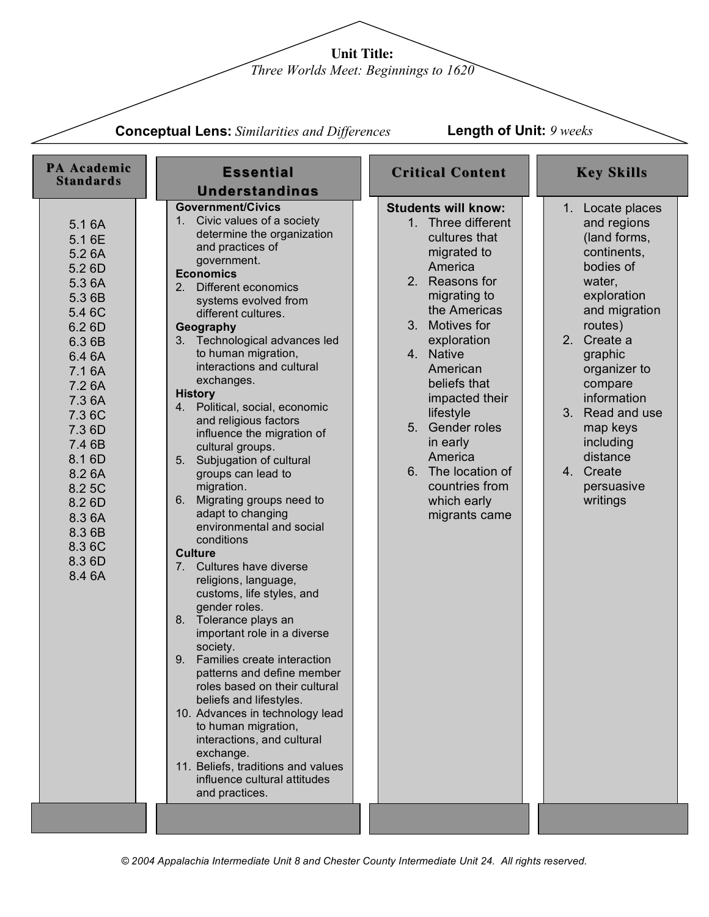**Unit Title:**
*Three Worlds Meet: Beginnings to 1620*

**Conceptual Lens:** *Similarities and Differences* **Length of Unit:** *9 weeks*

## PA Academic Standards

5.1 6A
5.1 6E
5.2 6A
5.2 6D
5.3 6A
5.3 6B
5.4 6C
6.2 6D
6.3 6B
6.4 6A
7.1 6A
7.2 6A
7.3 6A
7.3 6C
7.3 6D
7.4 6B
8.1 6D
8.2 6A
8.2 5C
8.2 6D
8.3 6A
8.3 6B
8.3 6C
8.3 6D
8.4 6A

## Essential Understandings

**Government/Civics**

1. Civic values of a society determine the organization and practices of government.

**Economics**

2. Different economics systems evolved from different cultures.

**Geography**

3. Technological advances led to human migration, interactions and cultural exchanges.

**History**

4. Political, social, economic and religious factors influence the migration of cultural groups.
5. Subjugation of cultural groups can lead to migration.
6. Migrating groups need to adapt to changing environmental and social conditions

**Culture**

7. Cultures have diverse religions, language, customs, life styles, and gender roles.
8. Tolerance plays an important role in a diverse society.
9. Families create interaction patterns and define member roles based on their cultural beliefs and lifestyles.
10. Advances in technology lead to human migration, interactions, and cultural exchange.
11. Beliefs, traditions and values influence cultural attitudes and practices.

## Critical Content

**Students will know:**

1. Three different cultures that migrated to America
2. Reasons for migrating to the Americas
3. Motives for exploration
4. Native American beliefs that impacted their lifestyle
5. Gender roles in early America
6. The location of countries from which early migrants came

## Key Skills

1. Locate places and regions (land forms, continents, bodies of water, exploration and migration routes)
2. Create a graphic organizer to compare information
3. Read and use map keys including distance
4. Create persuasive writings

*© 2004 Appalachia Intermediate Unit 8 and Chester County Intermediate Unit 24. All rights reserved.*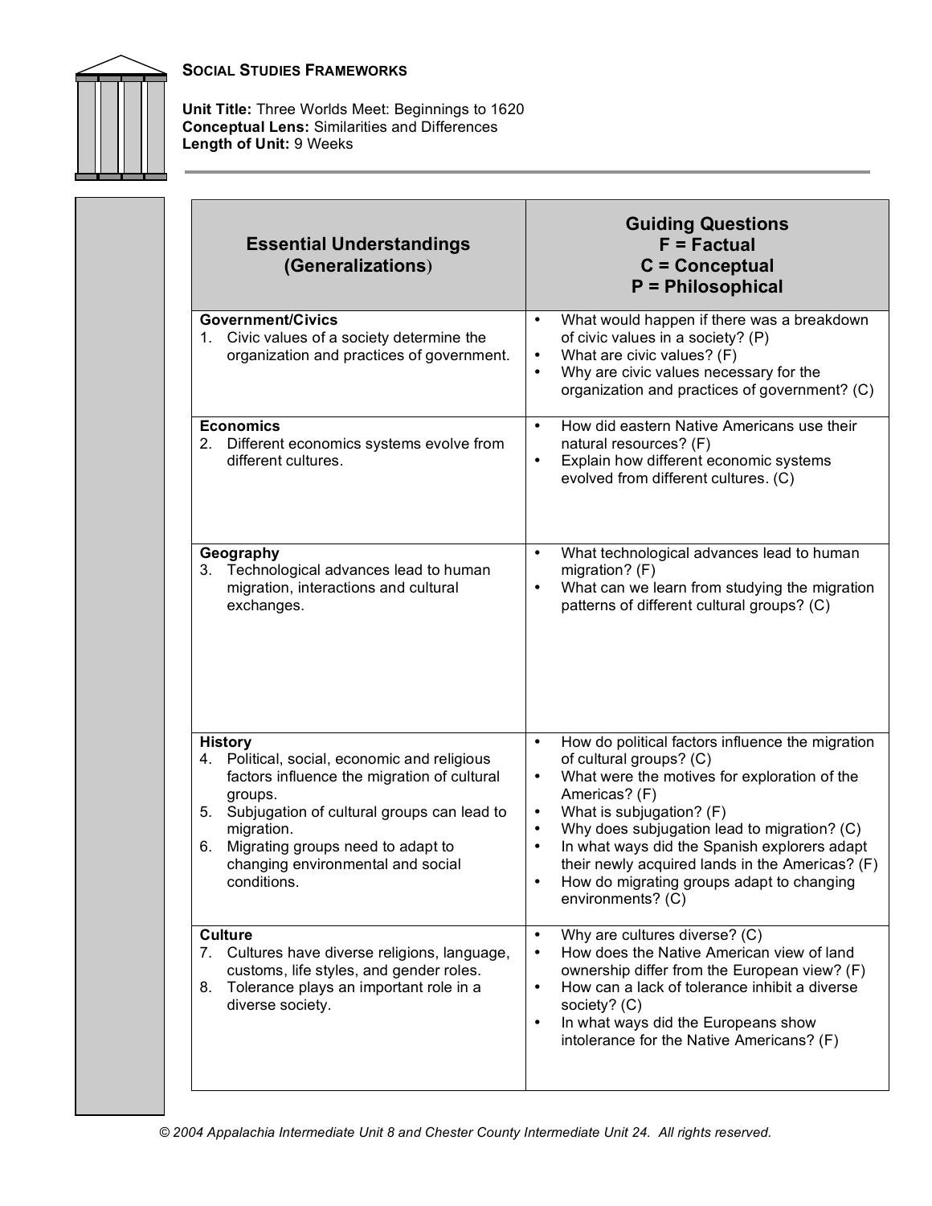**SOCIAL STUDIES FRAMEWORKS**

**Unit Title:** Three Worlds Meet: Beginnings to 1620
**Conceptual Lens:** Similarities and Differences
**Length of Unit:** 9 Weeks

| Essential Understandings (Generalizations) | Guiding Questions F = Factual C = Conceptual P = Philosophical |
|---|---|
| **Government/Civics**<br>1. Civic values of a society determine the organization and practices of government. | • What would happen if there was a breakdown of civic values in a society? (P)<br>• What are civic values? (F)<br>• Why are civic values necessary for the organization and practices of government? (C) |
| **Economics**<br>2. Different economics systems evolve from different cultures. | • How did eastern Native Americans use their natural resources? (F)<br>• Explain how different economic systems evolved from different cultures. (C) |
| **Geography**<br>3. Technological advances lead to human migration, interactions and cultural exchanges. | • What technological advances lead to human migration? (F)<br>• What can we learn from studying the migration patterns of different cultural groups? (C) |
| **History**<br>4. Political, social, economic and religious factors influence the migration of cultural groups.<br>5. Subjugation of cultural groups can lead to migration.<br>6. Migrating groups need to adapt to changing environmental and social conditions. | • How do political factors influence the migration of cultural groups? (C)<br>• What were the motives for exploration of the Americas? (F)<br>• What is subjugation? (F)<br>• Why does subjugation lead to migration? (C)<br>• In what ways did the Spanish explorers adapt their newly acquired lands in the Americas? (F)<br>• How do migrating groups adapt to changing environments? (C) |
| **Culture**<br>7. Cultures have diverse religions, language, customs, life styles, and gender roles.<br>8. Tolerance plays an important role in a diverse society. | • Why are cultures diverse? (C)<br>• How does the Native American view of land ownership differ from the European view? (F)<br>• How can a lack of tolerance inhibit a diverse society? (C)<br>• In what ways did the Europeans show intolerance for the Native Americans? (F) |

*© 2004 Appalachia Intermediate Unit 8 and Chester County Intermediate Unit 24. All rights reserved.*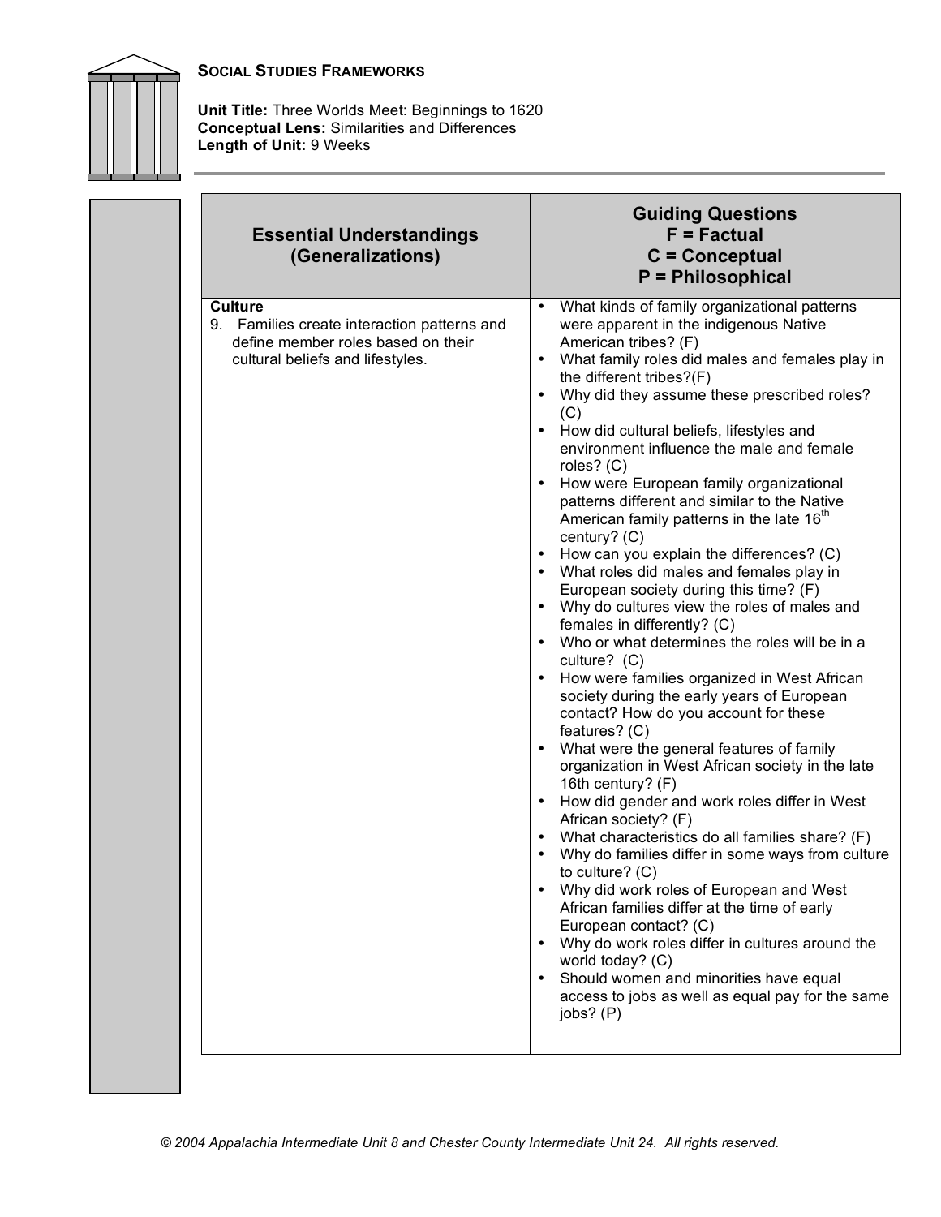**SOCIAL STUDIES FRAMEWORKS**

**Unit Title:** Three Worlds Meet: Beginnings to 1620
**Conceptual Lens:** Similarities and Differences
**Length of Unit:** 9 Weeks

| Essential Understandings (Generalizations) | Guiding Questions<br>F = Factual<br>C = Conceptual<br>P = Philosophical |
|---|---|
| **Culture**<br>9. Families create interaction patterns and define member roles based on their cultural beliefs and lifestyles. | • What kinds of family organizational patterns were apparent in the indigenous Native American tribes? (F)<br>• What family roles did males and females play in the different tribes?(F)<br>• Why did they assume these prescribed roles? (C)<br>• How did cultural beliefs, lifestyles and environment influence the male and female roles? (C)<br>• How were European family organizational patterns different and similar to the Native American family patterns in the late 16th century? (C)<br>• How can you explain the differences? (C)<br>• What roles did males and females play in European society during this time? (F)<br>• Why do cultures view the roles of males and females in differently? (C)<br>• Who or what determines the roles will be in a culture? (C)<br>• How were families organized in West African society during the early years of European contact? How do you account for these features? (C)<br>• What were the general features of family organization in West African society in the late 16th century? (F)<br>• How did gender and work roles differ in West African society? (F)<br>• What characteristics do all families share? (F)<br>• Why do families differ in some ways from culture to culture? (C)<br>• Why did work roles of European and West African families differ at the time of early European contact? (C)<br>• Why do work roles differ in cultures around the world today? (C)<br>• Should women and minorities have equal access to jobs as well as equal pay for the same jobs? (P) |

*© 2004 Appalachia Intermediate Unit 8 and Chester County Intermediate Unit 24. All rights reserved.*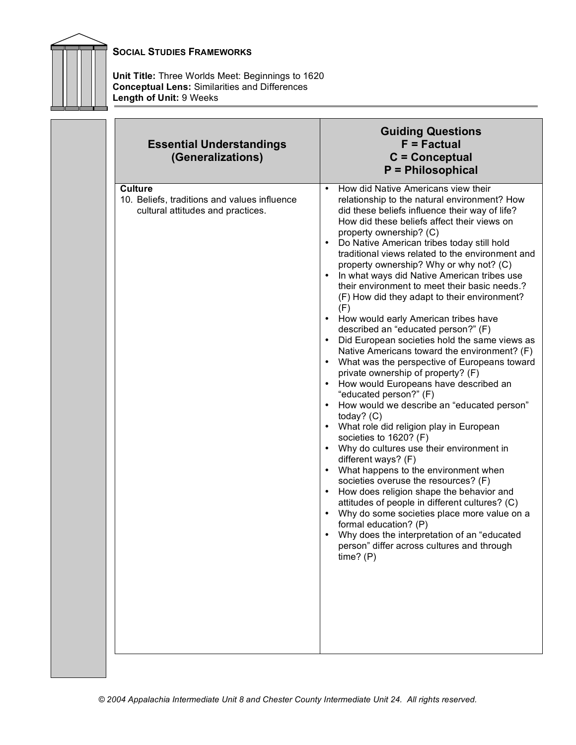**SOCIAL STUDIES FRAMEWORKS**

**Unit Title:** Three Worlds Meet: Beginnings to 1620
**Conceptual Lens:** Similarities and Differences
**Length of Unit:** 9 Weeks

| Essential Understandings (Generalizations) | Guiding Questions<br>F = Factual<br>C = Conceptual<br>P = Philosophical |
|---|---|
| **Culture**<br>10. Beliefs, traditions and values influence cultural attitudes and practices. | • How did Native Americans view their relationship to the natural environment? How did these beliefs influence their way of life? How did these beliefs affect their views on property ownership? (C)<br>• Do Native American tribes today still hold traditional views related to the environment and property ownership? Why or why not? (C)<br>• In what ways did Native American tribes use their environment to meet their basic needs.? (F) How did they adapt to their environment? (F)<br>• How would early American tribes have described an "educated person?" (F)<br>• Did European societies hold the same views as Native Americans toward the environment? (F)<br>• What was the perspective of Europeans toward private ownership of property? (F)<br>• How would Europeans have described an "educated person?" (F)<br>• How would we describe an "educated person" today? (C)<br>• What role did religion play in European societies to 1620? (F)<br>• Why do cultures use their environment in different ways? (F)<br>• What happens to the environment when societies overuse the resources? (F)<br>• How does religion shape the behavior and attitudes of people in different cultures? (C)<br>• Why do some societies place more value on a formal education? (P)<br>• Why does the interpretation of an "educated person" differ across cultures and through time? (P) |

*© 2004 Appalachia Intermediate Unit 8 and Chester County Intermediate Unit 24. All rights reserved.*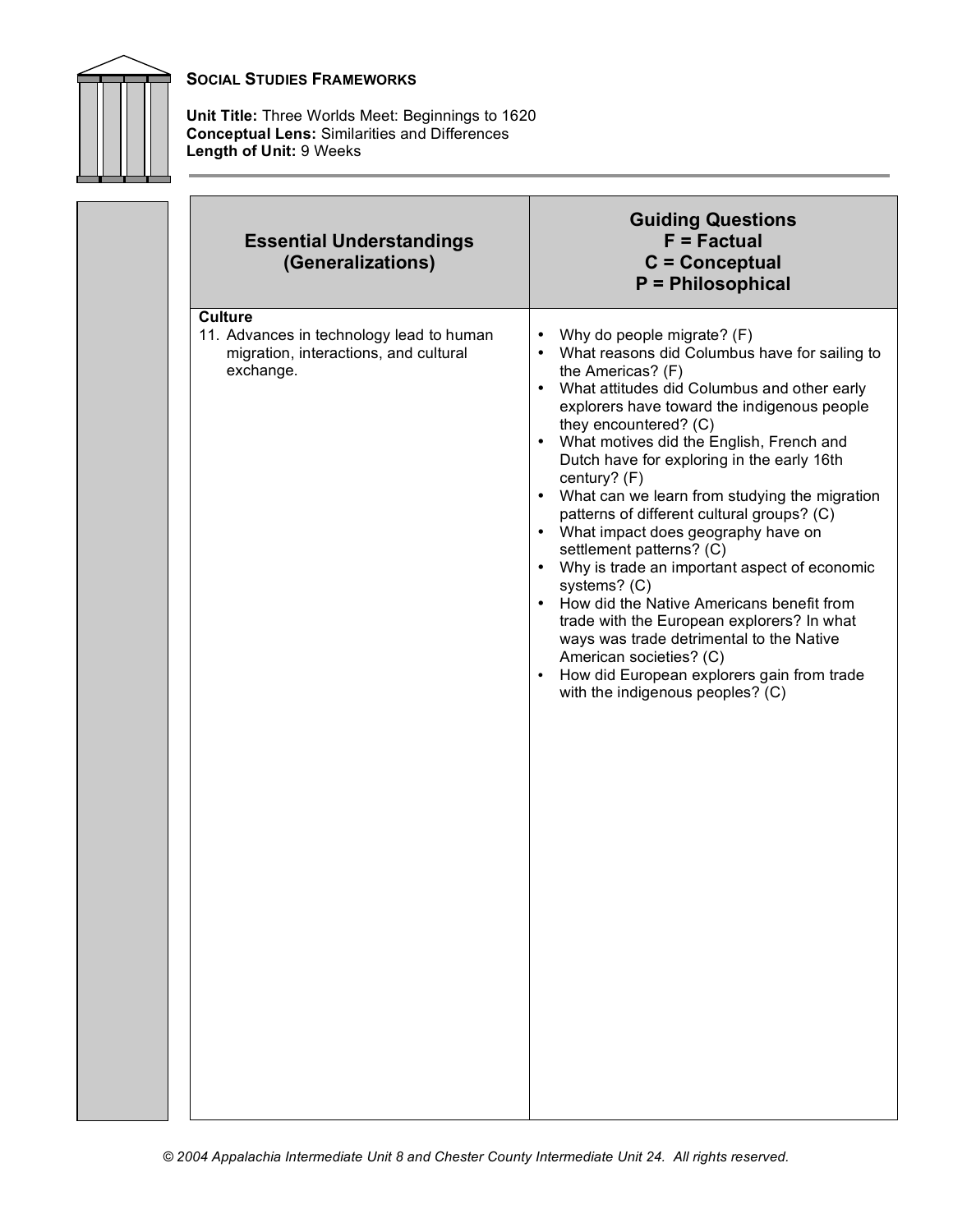**SOCIAL STUDIES FRAMEWORKS**

**Unit Title:** Three Worlds Meet: Beginnings to 1620
**Conceptual Lens:** Similarities and Differences
**Length of Unit:** 9 Weeks

| Essential Understandings (Generalizations) | Guiding Questions F = Factual C = Conceptual P = Philosophical |
|---|---|
| **Culture**<br>11. Advances in technology lead to human migration, interactions, and cultural exchange. | • Why do people migrate? (F)<br>• What reasons did Columbus have for sailing to the Americas? (F)<br>• What attitudes did Columbus and other early explorers have toward the indigenous people they encountered? (C)<br>• What motives did the English, French and Dutch have for exploring in the early 16th century? (F)<br>• What can we learn from studying the migration patterns of different cultural groups? (C)<br>• What impact does geography have on settlement patterns? (C)<br>• Why is trade an important aspect of economic systems? (C)<br>• How did the Native Americans benefit from trade with the European explorers? In what ways was trade detrimental to the Native American societies? (C)<br>• How did European explorers gain from trade with the indigenous peoples? (C) |

*© 2004 Appalachia Intermediate Unit 8 and Chester County Intermediate Unit 24. All rights reserved.*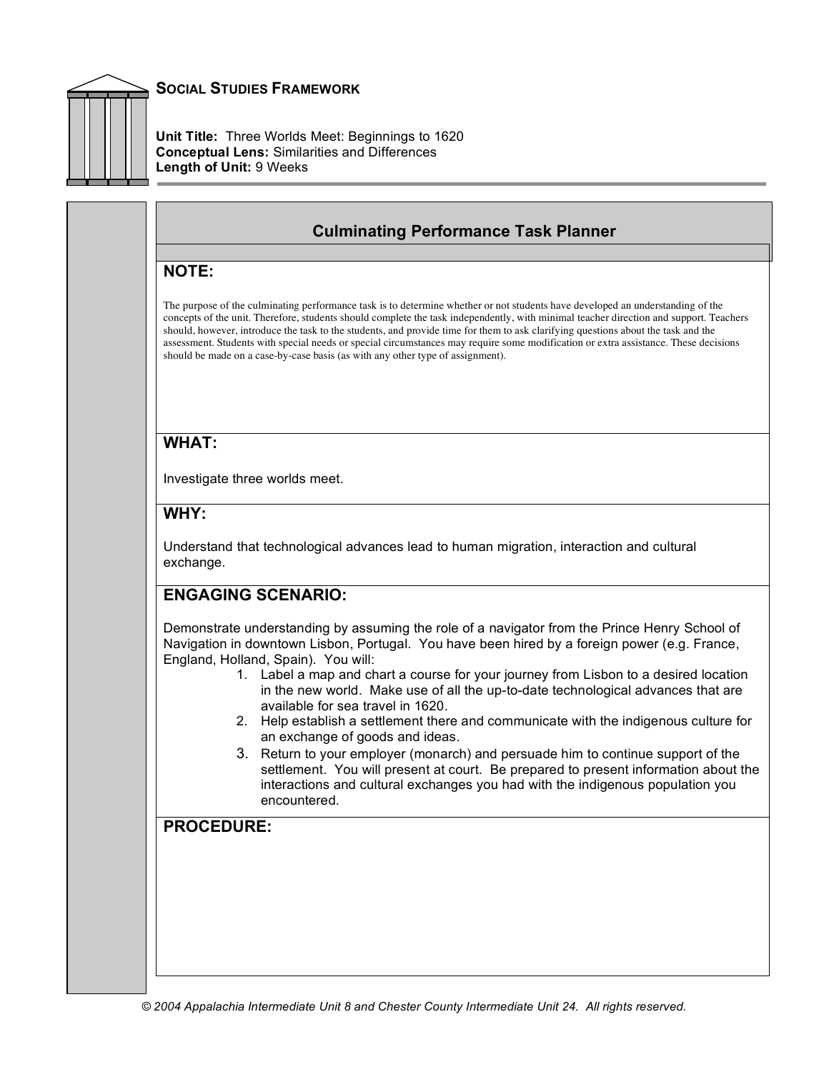## SOCIAL STUDIES FRAMEWORK

**Unit Title:** Three Worlds Meet: Beginnings to 1620
**Conceptual Lens:** Similarities and Differences
**Length of Unit:** 9 Weeks

### Culminating Performance Task Planner

**NOTE:**

The purpose of the culminating performance task is to determine whether or not students have developed an understanding of the concepts of the unit. Therefore, students should complete the task independently, with minimal teacher direction and support. Teachers should, however, introduce the task to the students, and provide time for them to ask clarifying questions about the task and the assessment. Students with special needs or special circumstances may require some modification or extra assistance. These decisions should be made on a case-by-case basis (as with any other type of assignment).

**WHAT:**

Investigate three worlds meet.

**WHY:**

Understand that technological advances lead to human migration, interaction and cultural exchange.

**ENGAGING SCENARIO:**

Demonstrate understanding by assuming the role of a navigator from the Prince Henry School of Navigation in downtown Lisbon, Portugal. You have been hired by a foreign power (e.g. France, England, Holland, Spain). You will:

1. Label a map and chart a course for your journey from Lisbon to a desired location in the new world. Make use of all the up-to-date technological advances that are available for sea travel in 1620.
2. Help establish a settlement there and communicate with the indigenous culture for an exchange of goods and ideas.
3. Return to your employer (monarch) and persuade him to continue support of the settlement. You will present at court. Be prepared to present information about the interactions and cultural exchanges you had with the indigenous population you encountered.

**PROCEDURE:**

© 2004 Appalachia Intermediate Unit 8 and Chester County Intermediate Unit 24. All rights reserved.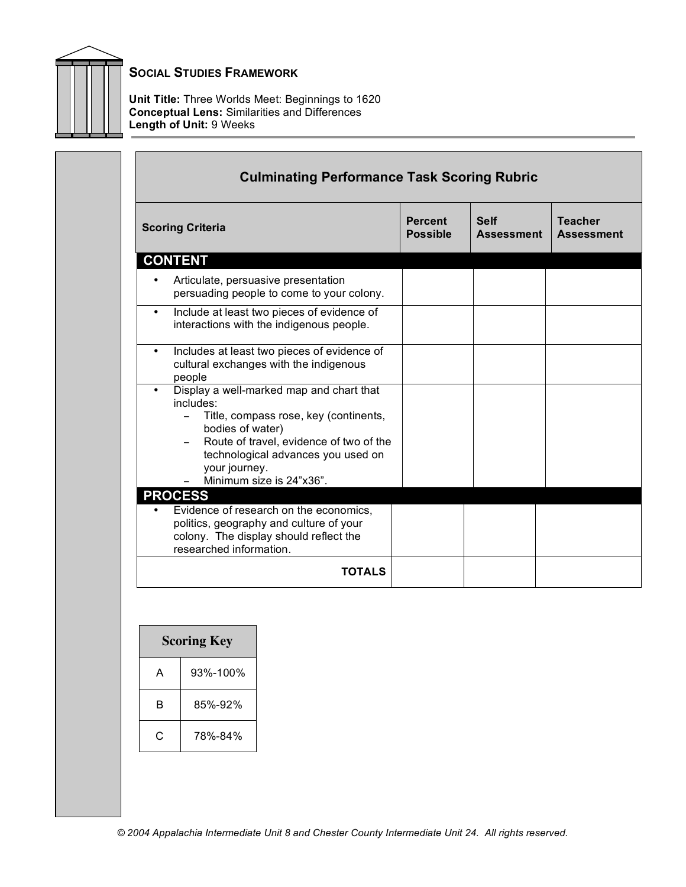## Social Studies Framework

**Unit Title:** Three Worlds Meet: Beginnings to 1620
**Conceptual Lens:** Similarities and Differences
**Length of Unit:** 9 Weeks

### Culminating Performance Task Scoring Rubric

| Scoring Criteria | Percent Possible | Self Assessment | Teacher Assessment |
|---|---|---|---|
| **CONTENT** | | | |
| • Articulate, persuasive presentation persuading people to come to your colony. | | | |
| • Include at least two pieces of evidence of interactions with the indigenous people. | | | |
| • Includes at least two pieces of evidence of cultural exchanges with the indigenous people | | | |
| • Display a well-marked map and chart that includes: <br> – Title, compass rose, key (continents, bodies of water) <br> – Route of travel, evidence of two of the technological advances you used on your journey. <br> – Minimum size is 24"x36". | | | |
| **PROCESS** | | | |
| • Evidence of research on the economics, politics, geography and culture of your colony. The display should reflect the researched information. | | | |
| **TOTALS** | | | |

| Scoring Key | |
|---|---|
| A | 93%-100% |
| B | 85%-92% |
| C | 78%-84% |

*© 2004 Appalachia Intermediate Unit 8 and Chester County Intermediate Unit 24. All rights reserved.*